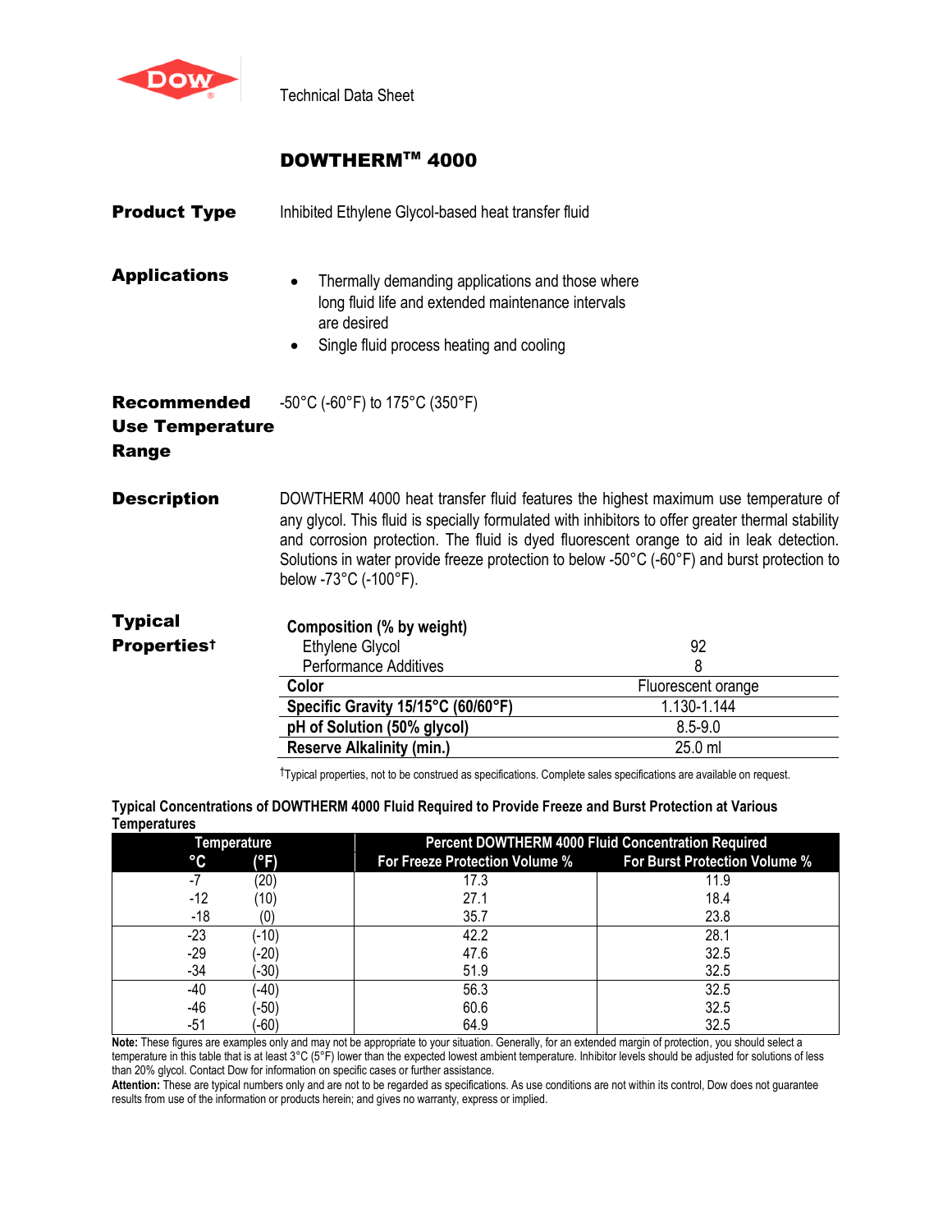Technical Data Sheet

# DOWTHERM™ 4000

**Product Type**

Inhibited Ethylene Glycol-based heat transfer fluid

**Applications**

- Thermally demanding applications and those where long fluid life and extended maintenance intervals are desired
- Single fluid process heating and cooling

**Recommended Use Temperature Range**

-50°C (-60°F) to 175°C (350°F)

**Description**

DOWTHERM 4000 heat transfer fluid features the highest maximum use temperature of any glycol. This fluid is specially formulated with inhibitors to offer greater thermal stability and corrosion protection. The fluid is dyed fluorescent orange to aid in leak detection. Solutions in water provide freeze protection to below -50°C (-60°F) and burst protection to below -73°C (-100°F).

**Typical Properties†**

| **Composition (% by weight)** | |
|---|---|
| Ethylene Glycol | 92 |
| Performance Additives | 8 |
| **Color** | Fluorescent orange |
| **Specific Gravity 15/15°C (60/60°F)** | 1.130-1.144 |
| **pH of Solution (50% glycol)** | 8.5-9.0 |
| **Reserve Alkalinity (min.)** | 25.0 ml |

†Typical properties, not to be construed as specifications. Complete sales specifications are available on request.

**Typical Concentrations of DOWTHERM 4000 Fluid Required to Provide Freeze and Burst Protection at Various Temperatures**

| Temperature °C | (°F) | Percent DOWTHERM 4000 Fluid Concentration Required: For Freeze Protection Volume % | For Burst Protection Volume % |
|---|---|---|---|
| -7 | (20) | 17.3 | 11.9 |
| -12 | (10) | 27.1 | 18.4 |
| -18 | (0) | 35.7 | 23.8 |
| -23 | (-10) | 42.2 | 28.1 |
| -29 | (-20) | 47.6 | 32.5 |
| -34 | (-30) | 51.9 | 32.5 |
| -40 | (-40) | 56.3 | 32.5 |
| -46 | (-50) | 60.6 | 32.5 |
| -51 | (-60) | 64.9 | 32.5 |

**Note:** These figures are examples only and may not be appropriate to your situation. Generally, for an extended margin of protection, you should select a temperature in this table that is at least 3°C (5°F) lower than the expected lowest ambient temperature. Inhibitor levels should be adjusted for solutions of less than 20% glycol. Contact Dow for information on specific cases or further assistance.

**Attention:** These are typical numbers only and are not to be regarded as specifications. As use conditions are not within its control, Dow does not guarantee results from use of the information or products herein; and gives no warranty, express or implied.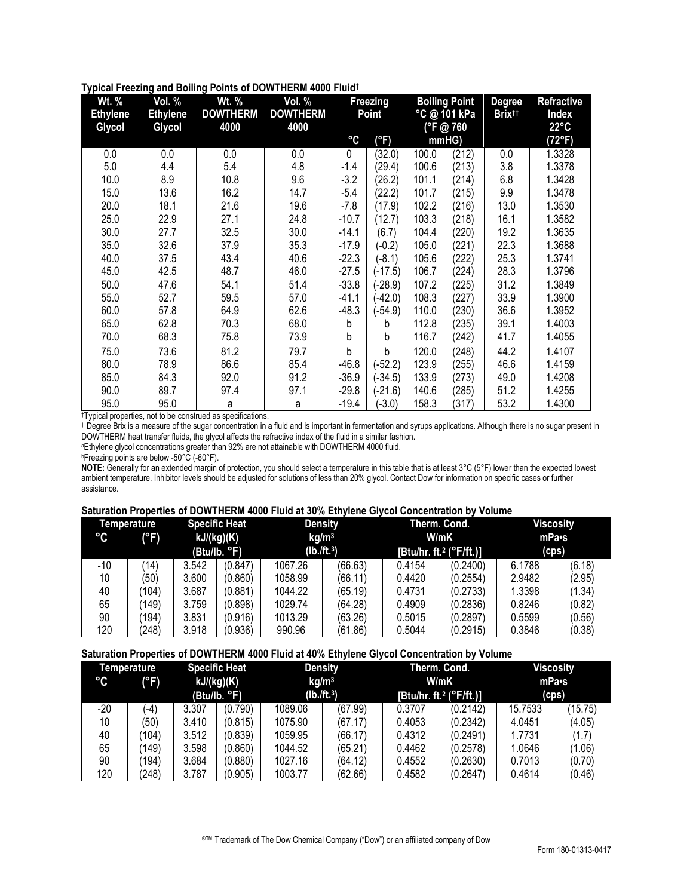### Typical Freezing and Boiling Points of DOWTHERM 4000 Fluid†

| Wt. % Ethylene Glycol | Vol. % Ethylene Glycol | Wt. % DOWTHERM 4000 | Vol. % DOWTHERM 4000 | Freezing Point | | Boiling Point °C @ 101 kPa (°F @ 760 mmHG) | | Degree Brix†† | Refractive Index 22°C (72°F) |
|---|---|---|---|---|---|---|---|---|---|
| | | | | °C | (°F) | | | | |
| 0.0 | 0.0 | 0.0 | 0.0 | 0 | (32.0) | 100.0 | (212) | 0.0 | 1.3328 |
| 5.0 | 4.4 | 5.4 | 4.8 | -1.4 | (29.4) | 100.6 | (213) | 3.8 | 1.3378 |
| 10.0 | 8.9 | 10.8 | 9.6 | -3.2 | (26.2) | 101.1 | (214) | 6.8 | 1.3428 |
| 15.0 | 13.6 | 16.2 | 14.7 | -5.4 | (22.2) | 101.7 | (215) | 9.9 | 1.3478 |
| 20.0 | 18.1 | 21.6 | 19.6 | -7.8 | (17.9) | 102.2 | (216) | 13.0 | 1.3530 |
| 25.0 | 22.9 | 27.1 | 24.8 | -10.7 | (12.7) | 103.3 | (218) | 16.1 | 1.3582 |
| 30.0 | 27.7 | 32.5 | 30.0 | -14.1 | (6.7) | 104.4 | (220) | 19.2 | 1.3635 |
| 35.0 | 32.6 | 37.9 | 35.3 | -17.9 | (-0.2) | 105.0 | (221) | 22.3 | 1.3688 |
| 40.0 | 37.5 | 43.4 | 40.6 | -22.3 | (-8.1) | 105.6 | (222) | 25.3 | 1.3741 |
| 45.0 | 42.5 | 48.7 | 46.0 | -27.5 | (-17.5) | 106.7 | (224) | 28.3 | 1.3796 |
| 50.0 | 47.6 | 54.1 | 51.4 | -33.8 | (-28.9) | 107.2 | (225) | 31.2 | 1.3849 |
| 55.0 | 52.7 | 59.5 | 57.0 | -41.1 | (-42.0) | 108.3 | (227) | 33.9 | 1.3900 |
| 60.0 | 57.8 | 64.9 | 62.6 | -48.3 | (-54.9) | 110.0 | (230) | 36.6 | 1.3952 |
| 65.0 | 62.8 | 70.3 | 68.0 | b | b | 112.8 | (235) | 39.1 | 1.4003 |
| 70.0 | 68.3 | 75.8 | 73.9 | b | b | 116.7 | (242) | 41.7 | 1.4055 |
| 75.0 | 73.6 | 81.2 | 79.7 | b | b | 120.0 | (248) | 44.2 | 1.4107 |
| 80.0 | 78.9 | 86.6 | 85.4 | -46.8 | (-52.2) | 123.9 | (255) | 46.6 | 1.4159 |
| 85.0 | 84.3 | 92.0 | 91.2 | -36.9 | (-34.5) | 133.9 | (273) | 49.0 | 1.4208 |
| 90.0 | 89.7 | 97.4 | 97.1 | -29.8 | (-21.6) | 140.6 | (285) | 51.2 | 1.4255 |
| 95.0 | 95.0 | a | a | -19.4 | (-3.0) | 158.3 | (317) | 53.2 | 1.4300 |

†Typical properties, not to be construed as specifications.

††Degree Brix is a measure of the sugar concentration in a fluid and is important in fermentation and syrups applications. Although there is no sugar present in DOWTHERM heat transfer fluids, the glycol affects the refractive index of the fluid in a similar fashion.

[a]Ethylene glycol concentrations greater than 92% are not attainable with DOWTHERM 4000 fluid.

[b]Freezing points are below -50°C (-60°F).

**NOTE:** Generally for an extended margin of protection, you should select a temperature in this table that is at least 3°C (5°F) lower than the expected lowest ambient temperature. Inhibitor levels should be adjusted for solutions of less than 20% glycol. Contact Dow for information on specific cases or further assistance.

### Saturation Properties of DOWTHERM 4000 Fluid at 30% Ethylene Glycol Concentration by Volume

| Temperature | | Specific Heat kJ/(kg)(K) (Btu/lb. °F) | | Density kg/m³ (lb./ft.³) | | Therm. Cond. W/mK [Btu/hr. ft.² (°F/ft.)] | | Viscosity mPa•s (cps) | |
|---|---|---|---|---|---|---|---|---|---|
| °C | (°F) | | | | | | | | |
| -10 | (14) | 3.542 | (0.847) | 1067.26 | (66.63) | 0.4154 | (0.2400) | 6.1788 | (6.18) |
| 10 | (50) | 3.600 | (0.860) | 1058.99 | (66.11) | 0.4420 | (0.2554) | 2.9482 | (2.95) |
| 40 | (104) | 3.687 | (0.881) | 1044.22 | (65.19) | 0.4731 | (0.2733) | 1.3398 | (1.34) |
| 65 | (149) | 3.759 | (0.898) | 1029.74 | (64.28) | 0.4909 | (0.2836) | 0.8246 | (0.82) |
| 90 | (194) | 3.831 | (0.916) | 1013.29 | (63.26) | 0.5015 | (0.2897) | 0.5599 | (0.56) |
| 120 | (248) | 3.918 | (0.936) | 990.96 | (61.86) | 0.5044 | (0.2915) | 0.3846 | (0.38) |

### Saturation Properties of DOWTHERM 4000 Fluid at 40% Ethylene Glycol Concentration by Volume

| Temperature | | Specific Heat kJ/(kg)(K) (Btu/lb. °F) | | Density kg/m³ (lb./ft.³) | | Therm. Cond. W/mK [Btu/hr. ft.² (°F/ft.)] | | Viscosity mPa•s (cps) | |
|---|---|---|---|---|---|---|---|---|---|
| °C | (°F) | | | | | | | | |
| -20 | (-4) | 3.307 | (0.790) | 1089.06 | (67.99) | 0.3707 | (0.2142) | 15.7533 | (15.75) |
| 10 | (50) | 3.410 | (0.815) | 1075.90 | (67.17) | 0.4053 | (0.2342) | 4.0451 | (4.05) |
| 40 | (104) | 3.512 | (0.839) | 1059.95 | (66.17) | 0.4312 | (0.2491) | 1.7731 | (1.7) |
| 65 | (149) | 3.598 | (0.860) | 1044.52 | (65.21) | 0.4462 | (0.2578) | 1.0646 | (1.06) |
| 90 | (194) | 3.684 | (0.880) | 1027.16 | (64.12) | 0.4552 | (0.2630) | 0.7013 | (0.70) |
| 120 | (248) | 3.787 | (0.905) | 1003.77 | (62.66) | 0.4582 | (0.2647) | 0.4614 | (0.46) |

®™ Trademark of The Dow Chemical Company ("Dow") or an affiliated company of Dow

Form 180-01313-0417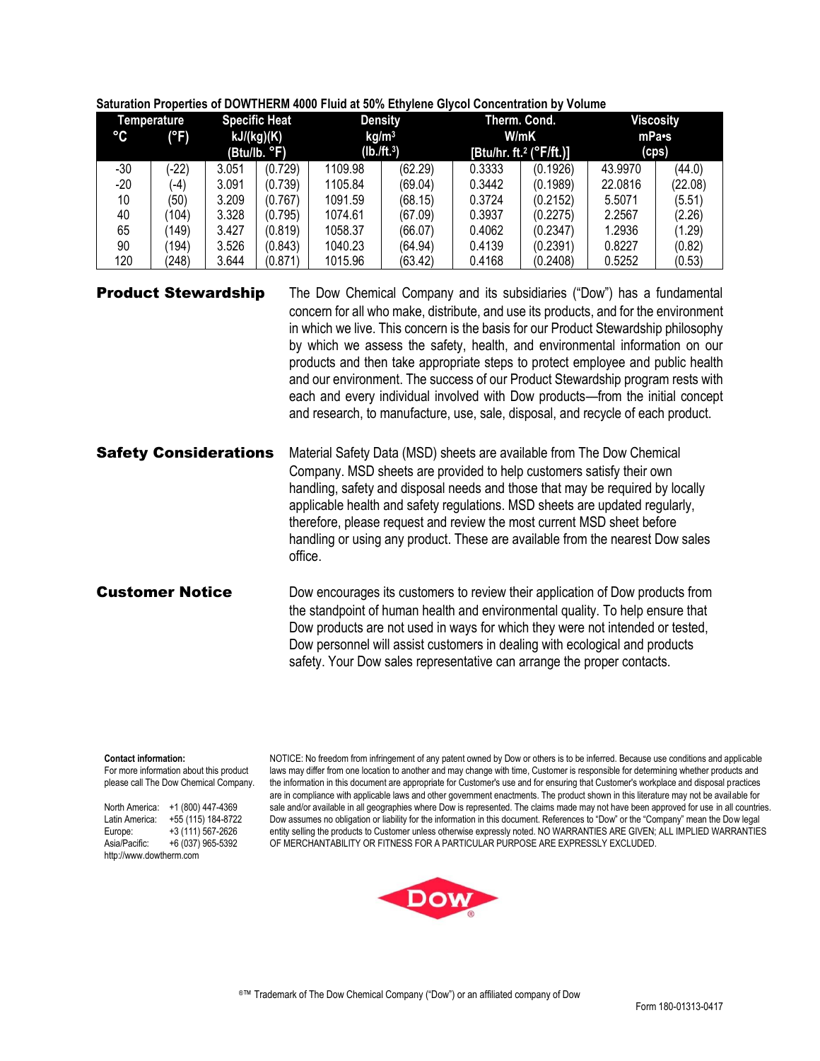**Saturation Properties of DOWTHERM 4000 Fluid at 50% Ethylene Glycol Concentration by Volume**

| Temperature °C | (°F) | Specific Heat kJ/(kg)(K) | (Btu/lb. °F) | Density kg/m³ | (lb./ft.³) | Therm. Cond. W/mK | [Btu/hr. ft.² (°F/ft.)] | Viscosity mPa•s | (cps) |
|---|---|---|---|---|---|---|---|---|---|
| -30 | (-22) | 3.051 | (0.729) | 1109.98 | (62.29) | 0.3333 | (0.1926) | 43.9970 | (44.0) |
| -20 | (-4) | 3.091 | (0.739) | 1105.84 | (69.04) | 0.3442 | (0.1989) | 22.0816 | (22.08) |
| 10 | (50) | 3.209 | (0.767) | 1091.59 | (68.15) | 0.3724 | (0.2152) | 5.5071 | (5.51) |
| 40 | (104) | 3.328 | (0.795) | 1074.61 | (67.09) | 0.3937 | (0.2275) | 2.2567 | (2.26) |
| 65 | (149) | 3.427 | (0.819) | 1058.37 | (66.07) | 0.4062 | (0.2347) | 1.2936 | (1.29) |
| 90 | (194) | 3.526 | (0.843) | 1040.23 | (64.94) | 0.4139 | (0.2391) | 0.8227 | (0.82) |
| 120 | (248) | 3.644 | (0.871) | 1015.96 | (63.42) | 0.4168 | (0.2408) | 0.5252 | (0.53) |

## Product Stewardship

The Dow Chemical Company and its subsidiaries ("Dow") has a fundamental concern for all who make, distribute, and use its products, and for the environment in which we live. This concern is the basis for our Product Stewardship philosophy by which we assess the safety, health, and environmental information on our products and then take appropriate steps to protect employee and public health and our environment. The success of our Product Stewardship program rests with each and every individual involved with Dow products—from the initial concept and research, to manufacture, use, sale, disposal, and recycle of each product.

## Safety Considerations

Material Safety Data (MSD) sheets are available from The Dow Chemical Company. MSD sheets are provided to help customers satisfy their own handling, safety and disposal needs and those that may be required by locally applicable health and safety regulations. MSD sheets are updated regularly, therefore, please request and review the most current MSD sheet before handling or using any product. These are available from the nearest Dow sales office.

## Customer Notice

Dow encourages its customers to review their application of Dow products from the standpoint of human health and environmental quality. To help ensure that Dow products are not used in ways for which they were not intended or tested, Dow personnel will assist customers in dealing with ecological and products safety. Your Dow sales representative can arrange the proper contacts.

**Contact information:**
For more information about this product please call The Dow Chemical Company.

North America: +1 (800) 447-4369
Latin America: +55 (115) 184-8722
Europe: +3 (111) 567-2626
Asia/Pacific: +6 (037) 965-5392
http://www.dowtherm.com

NOTICE: No freedom from infringement of any patent owned by Dow or others is to be inferred. Because use conditions and applicable laws may differ from one location to another and may change with time, Customer is responsible for determining whether products and the information in this document are appropriate for Customer's use and for ensuring that Customer's workplace and disposal practices are in compliance with applicable laws and other government enactments. The product shown in this literature may not be available for sale and/or available in all geographies where Dow is represented. The claims made may not have been approved for use in all countries. Dow assumes no obligation or liability for the information in this document. References to "Dow" or the "Company" mean the Dow legal entity selling the products to Customer unless otherwise expressly noted. NO WARRANTIES ARE GIVEN; ALL IMPLIED WARRANTIES OF MERCHANTABILITY OR FITNESS FOR A PARTICULAR PURPOSE ARE EXPRESSLY EXCLUDED.

DOW®

®™ Trademark of The Dow Chemical Company ("Dow") or an affiliated company of Dow

Form 180-01313-0417